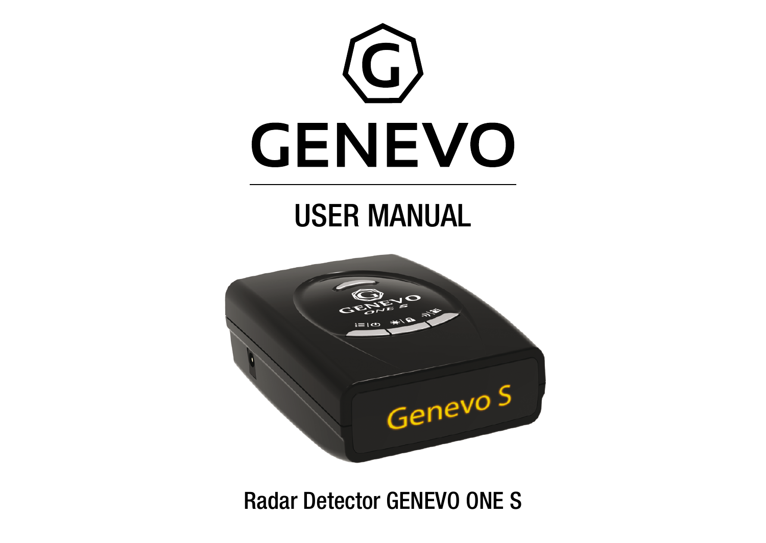# GENEVO

## USER MANUAL

Radar Detector GENEVO ONE S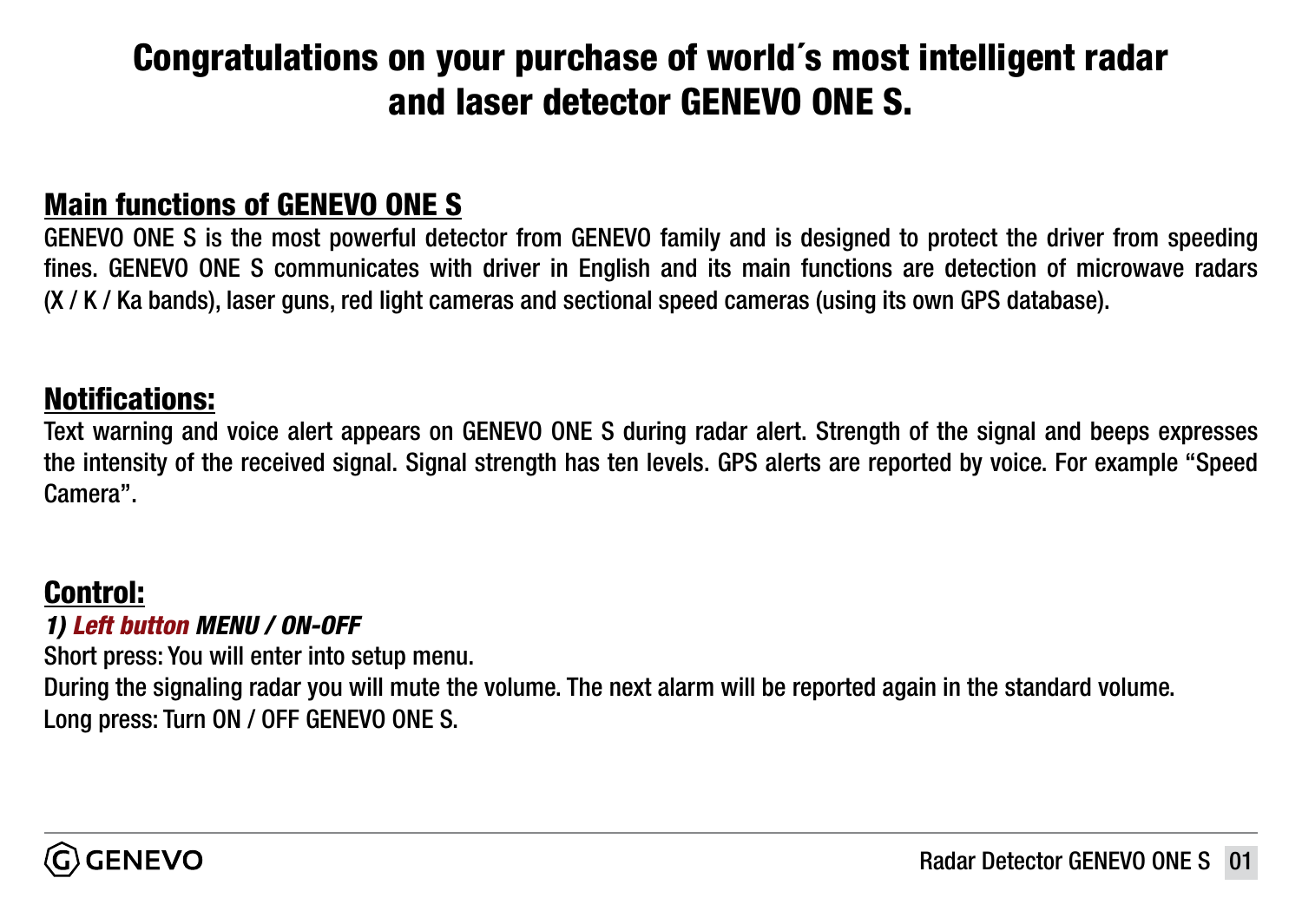# Congratulations on your purchase of world´s most intelligent radar and laser detector GENEVO ONE S.

## Main functions of GENEVO ONE S

GENEVO ONE S is the most powerful detector from GENEVO family and is designed to protect the driver from speeding fines. GENEVO ONE S communicates with driver in English and its main functions are detection of microwave radars (X / K / Ka bands), laser guns, red light cameras and sectional speed cameras (using its own GPS database).

## Notifications:

Text warning and voice alert appears on GENEVO ONE S during radar alert. Strength of the signal and beeps expresses the intensity of the received signal. Signal strength has ten levels. GPS alerts are reported by voice. For example "Speed Camera".

## Control:

***1) Left button MENU / ON-OFF***

Short press: You will enter into setup menu.

During the signaling radar you will mute the volume. The next alarm will be reported again in the standard volume.

Long press: Turn ON / OFF GENEVO ONE S.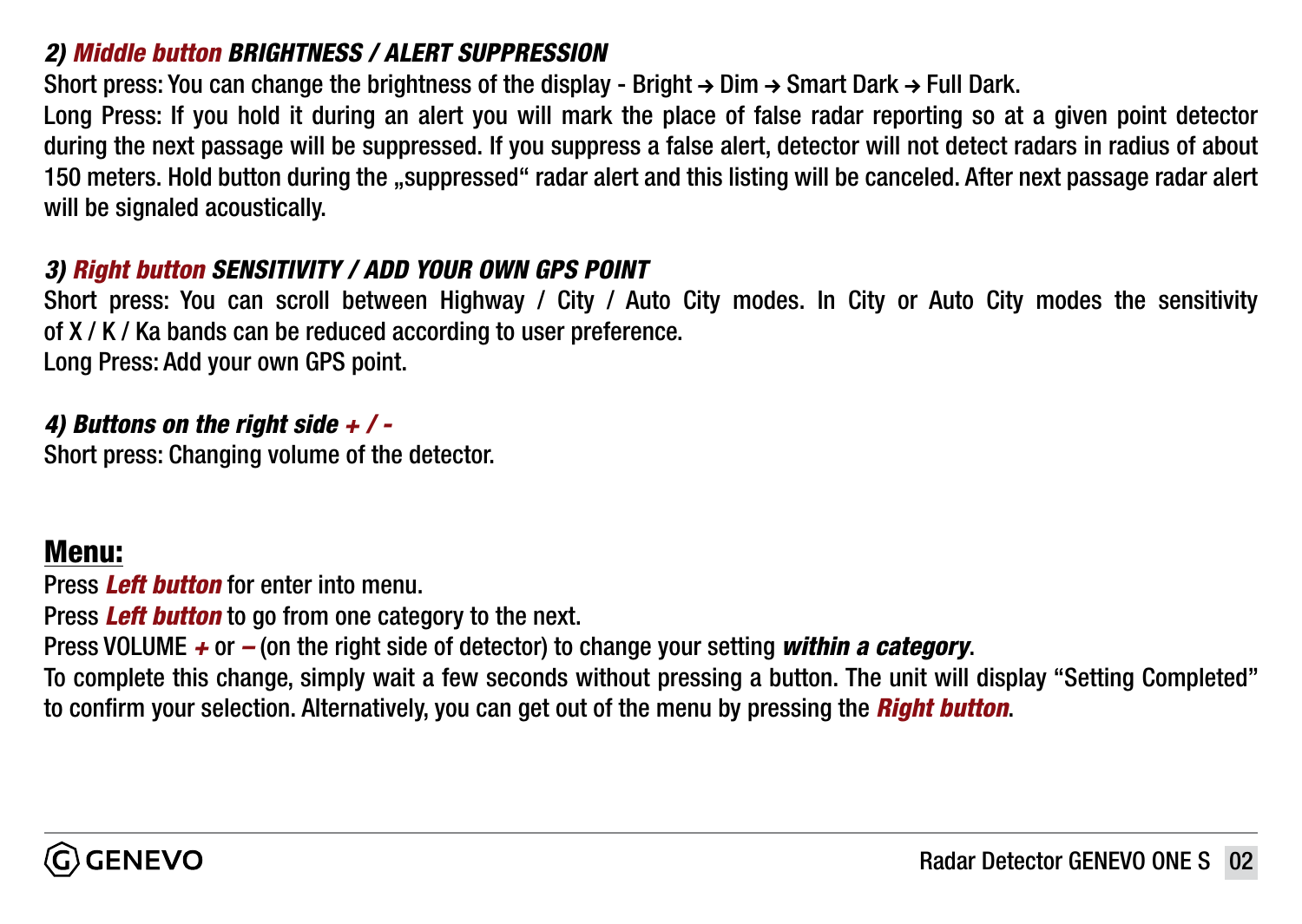### *2) Middle button BRIGHTNESS / ALERT SUPPRESSION*

Short press: You can change the brightness of the display - Bright → Dim → Smart Dark → Full Dark.

Long Press: If you hold it during an alert you will mark the place of false radar reporting so at a given point detector during the next passage will be suppressed. If you suppress a false alert, detector will not detect radars in radius of about 150 meters. Hold button during the „suppressed“ radar alert and this listing will be canceled. After next passage radar alert will be signaled acoustically.

### *3) Right button SENSITIVITY / ADD YOUR OWN GPS POINT*

Short press: You can scroll between Highway / City / Auto City modes. In City or Auto City modes the sensitivity of X / K / Ka bands can be reduced according to user preference.

Long Press: Add your own GPS point.

### *4) Buttons on the right side + / -*

Short press: Changing volume of the detector.

## Menu:

Press ***Left button*** for enter into menu.

Press ***Left button*** to go from one category to the next.

Press VOLUME ***+*** or ***–*** (on the right side of detector) to change your setting ***within a category***.

To complete this change, simply wait a few seconds without pressing a button. The unit will display “Setting Completed” to confirm your selection. Alternatively, you can get out of the menu by pressing the ***Right button***.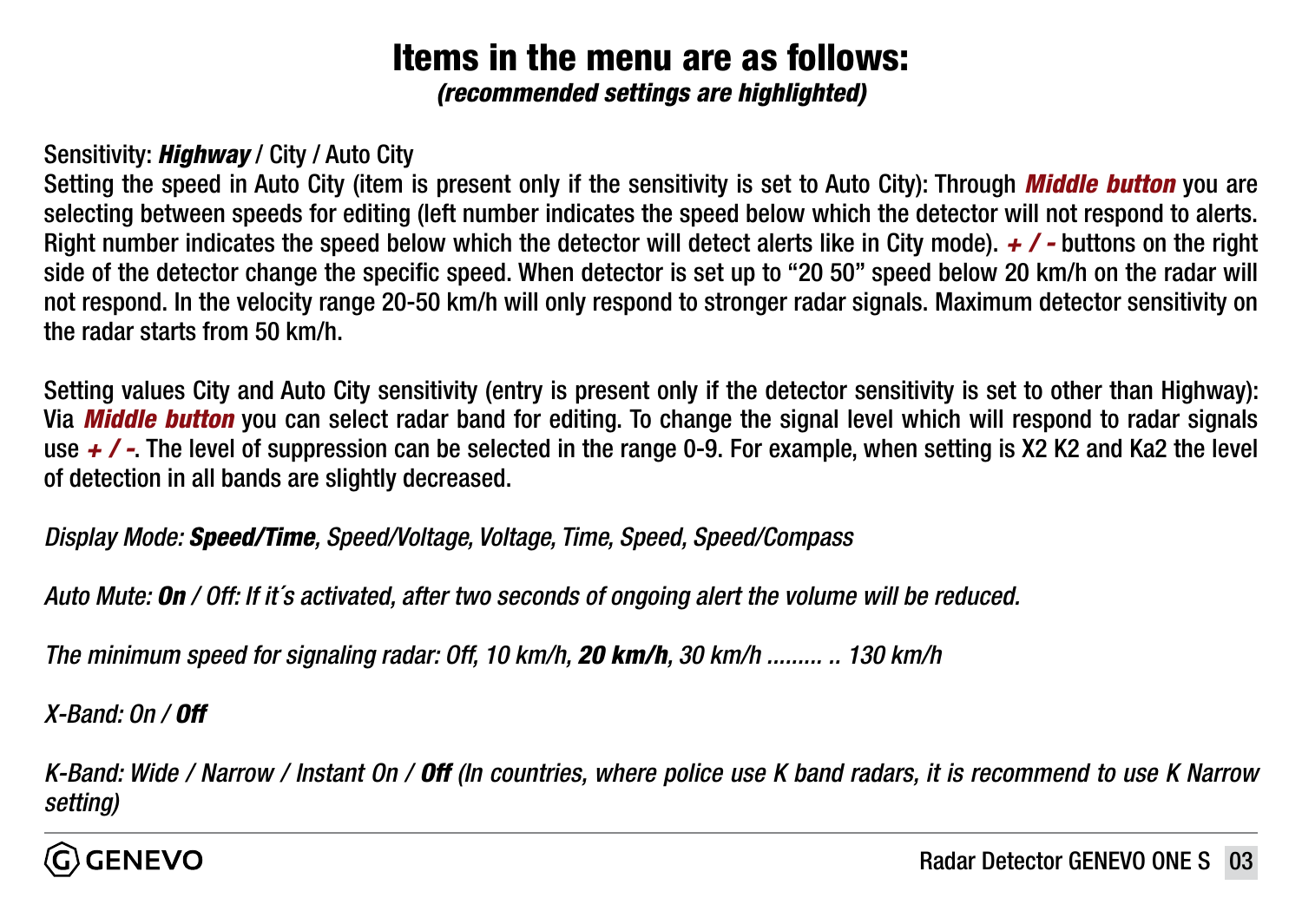# Items in the menu are as follows:

***(recommended settings are highlighted)***

Sensitivity: ***Highway*** / City / Auto City

Setting the speed in Auto City (item is present only if the sensitivity is set to Auto City): Through ***Middle button*** you are selecting between speeds for editing (left number indicates the speed below which the detector will not respond to alerts. Right number indicates the speed below which the detector will detect alerts like in City mode). ***+ / -*** buttons on the right side of the detector change the specific speed. When detector is set up to “20 50” speed below 20 km/h on the radar will not respond. In the velocity range 20-50 km/h will only respond to stronger radar signals. Maximum detector sensitivity on the radar starts from 50 km/h.

Setting values City and Auto City sensitivity (entry is present only if the detector sensitivity is set to other than Highway): Via ***Middle button*** you can select radar band for editing. To change the signal level which will respond to radar signals use ***+ / -***. The level of suppression can be selected in the range 0-9. For example, when setting is X2 K2 and Ka2 the level of detection in all bands are slightly decreased.

*Display Mode: **Speed/Time**, Speed/Voltage, Voltage, Time, Speed, Speed/Compass*

*Auto Mute: **On** / Off: If it´s activated, after two seconds of ongoing alert the volume will be reduced.*

*The minimum speed for signaling radar: Off, 10 km/h, **20 km/h**, 30 km/h ......... .. 130 km/h*

*X-Band: On / **Off***

*K-Band: Wide / Narrow / Instant On / **Off** (In countries, where police use K band radars, it is recommend to use K Narrow setting)*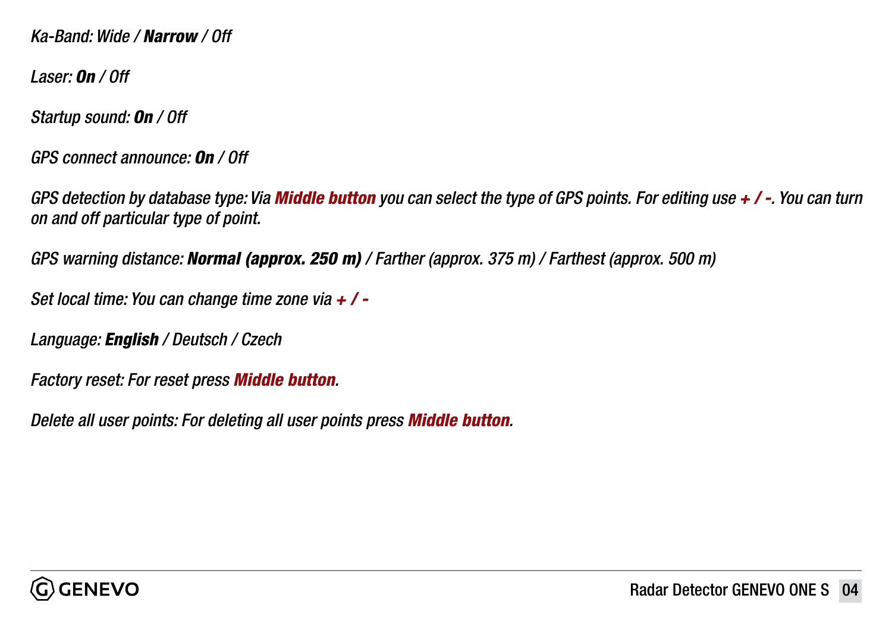*Ka-Band: Wide / **Narrow** / Off*

*Laser: **On** / Off*

*Startup sound: **On** / Off*

*GPS connect announce: **On** / Off*

*GPS detection by database type: Via **Middle button** you can select the type of GPS points. For editing use **+ / -**. You can turn on and off particular type of point.*

*GPS warning distance: **Normal (approx. 250 m)** / Farther (approx. 375 m) / Farthest (approx. 500 m)*

*Set local time: You can change time zone via **+ / -***

*Language: **English** / Deutsch / Czech*

*Factory reset: For reset press **Middle button**.*

*Delete all user points: For deleting all user points press **Middle button**.*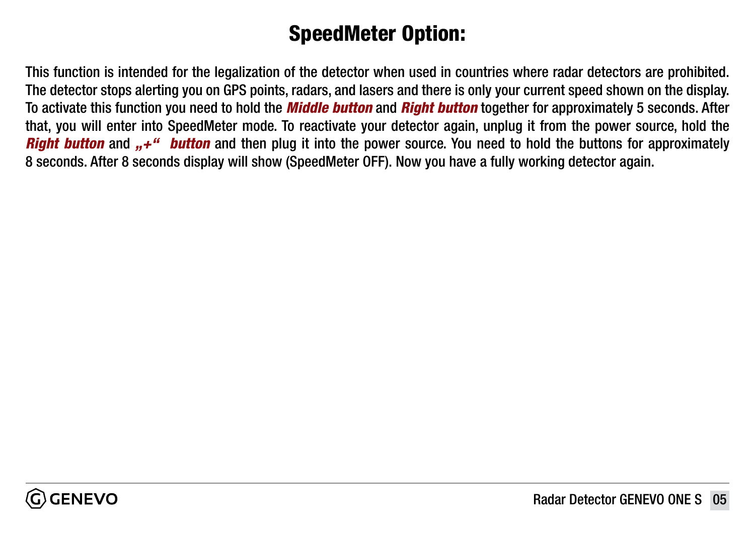# SpeedMeter Option:

This function is intended for the legalization of the detector when used in countries where radar detectors are prohibited. The detector stops alerting you on GPS points, radars, and lasers and there is only your current speed shown on the display. To activate this function you need to hold the ***Middle button*** and ***Right button*** together for approximately 5 seconds. After that, you will enter into SpeedMeter mode. To reactivate your detector again, unplug it from the power source, hold the ***Right button*** and ***„+“  button*** and then plug it into the power source. You need to hold the buttons for approximately 8 seconds. After 8 seconds display will show (SpeedMeter OFF). Now you have a fully working detector again.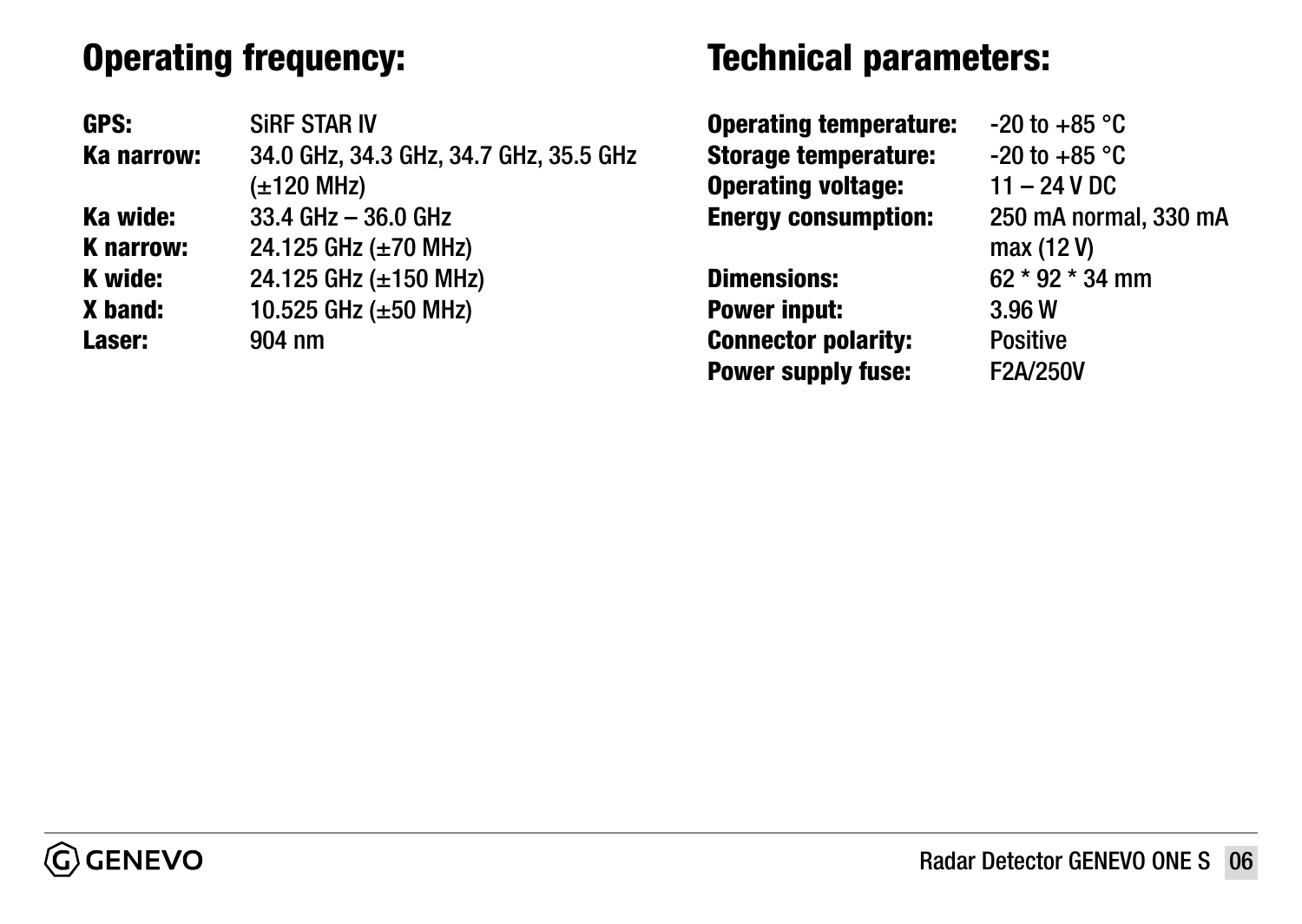## Operating frequency:

**GPS:** SiRF STAR IV
**Ka narrow:** 34.0 GHz, 34.3 GHz, 34.7 GHz, 35.5 GHz (±120 MHz)
**Ka wide:** 33.4 GHz – 36.0 GHz
**K narrow:** 24.125 GHz (±70 MHz)
**K wide:** 24.125 GHz (±150 MHz)
**X band:** 10.525 GHz (±50 MHz)
**Laser:** 904 nm

## Technical parameters:

**Operating temperature:** -20 to +85 °C
**Storage temperature:** -20 to +85 °C
**Operating voltage:** 11 – 24 V DC
**Energy consumption:** 250 mA normal, 330 mA max (12 V)
**Dimensions:** 62 * 92 * 34 mm
**Power input:** 3.96 W
**Connector polarity:** Positive
**Power supply fuse:** F2A/250V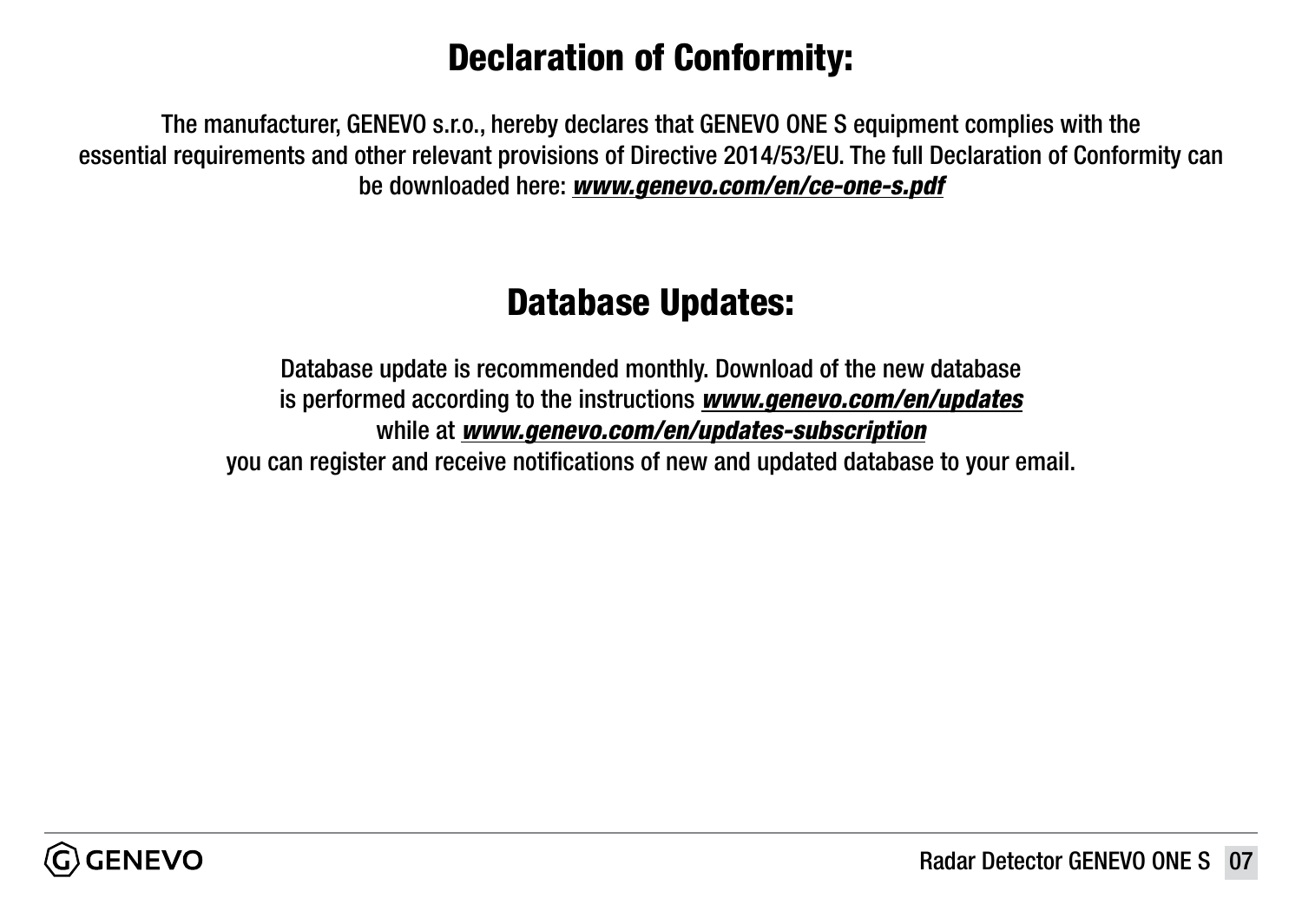## Declaration of Conformity:

The manufacturer, GENEVO s.r.o., hereby declares that GENEVO ONE S equipment complies with the essential requirements and other relevant provisions of Directive 2014/53/EU. The full Declaration of Conformity can be downloaded here: ***www.genevo.com/en/ce-one-s.pdf***

## Database Updates:

Database update is recommended monthly. Download of the new database is performed according to the instructions ***www.genevo.com/en/updates*** while at ***www.genevo.com/en/updates-subscription*** you can register and receive notifications of new and updated database to your email.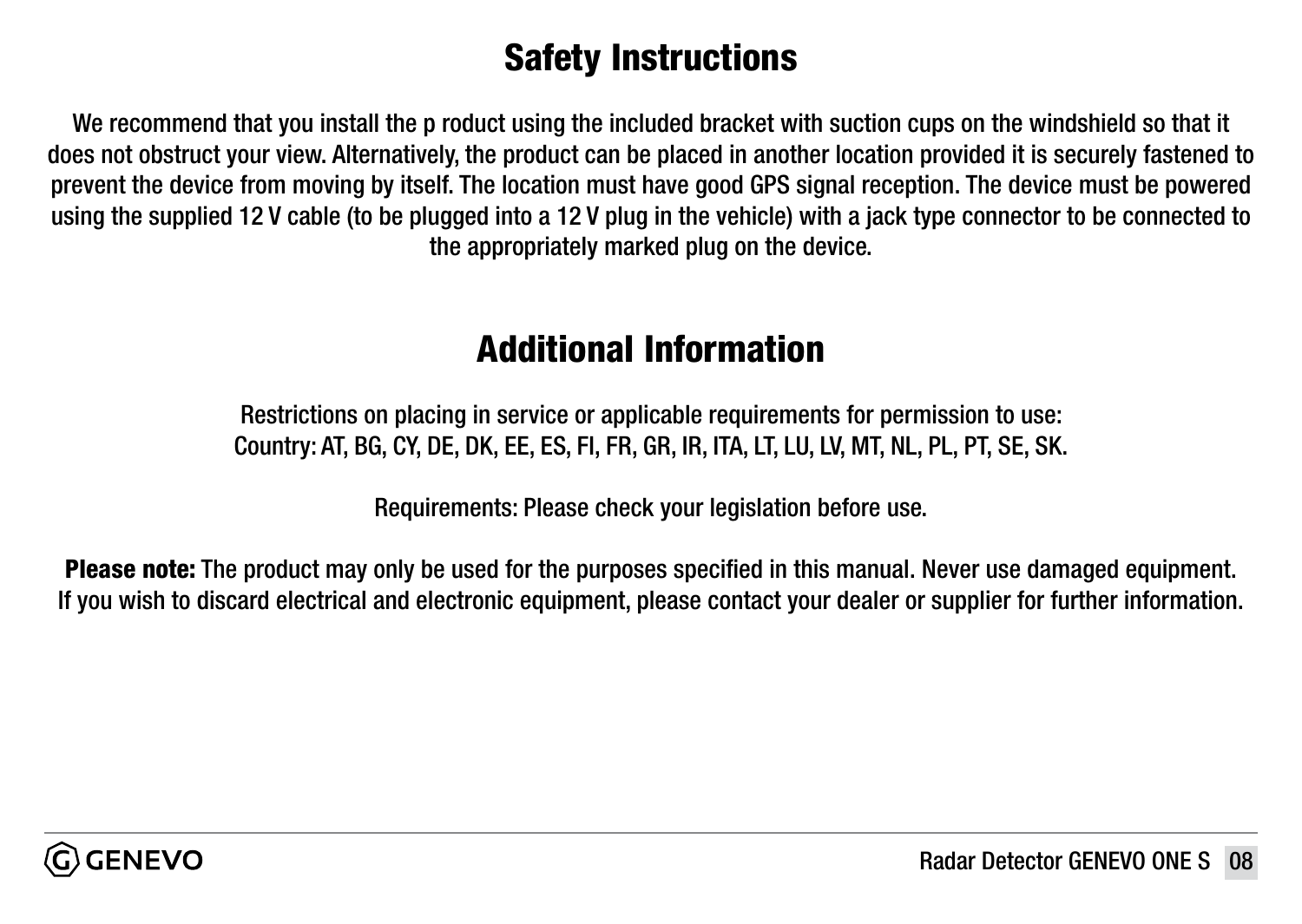## Safety Instructions

We recommend that you install the p roduct using the included bracket with suction cups on the windshield so that it does not obstruct your view. Alternatively, the product can be placed in another location provided it is securely fastened to prevent the device from moving by itself. The location must have good GPS signal reception. The device must be powered using the supplied 12 V cable (to be plugged into a 12 V plug in the vehicle) with a jack type connector to be connected to the appropriately marked plug on the device.

## Additional Information

Restrictions on placing in service or applicable requirements for permission to use:
Country: AT, BG, CY, DE, DK, EE, ES, FI, FR, GR, IR, ITA, LT, LU, LV, MT, NL, PL, PT, SE, SK.

Requirements: Please check your legislation before use.

**Please note:** The product may only be used for the purposes specified in this manual. Never use damaged equipment. If you wish to discard electrical and electronic equipment, please contact your dealer or supplier for further information.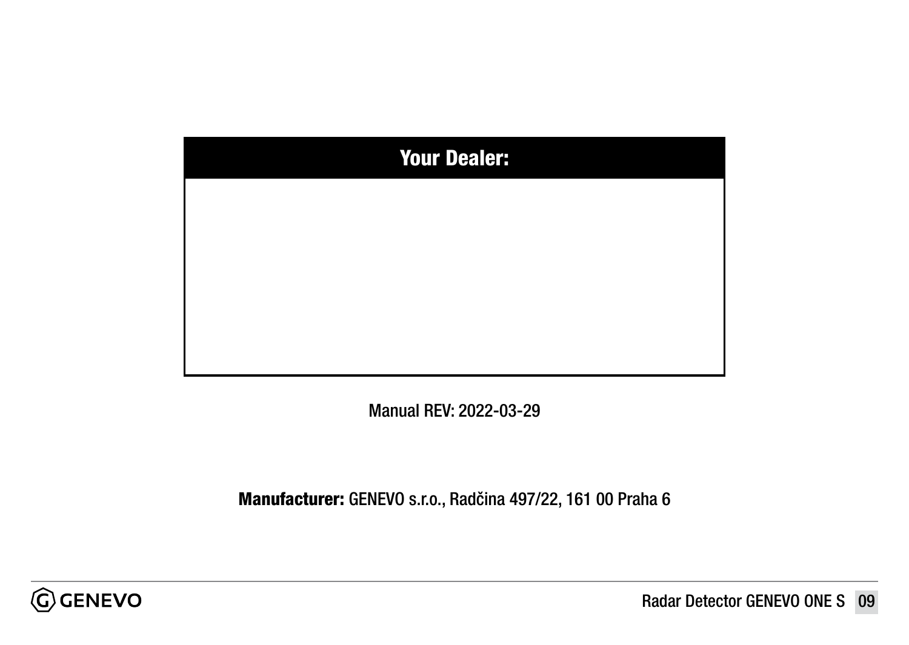**Your Dealer:**

Manual REV: 2022-03-29

**Manufacturer:** GENEVO s.r.o., Radčina 497/22, 161 00 Praha 6